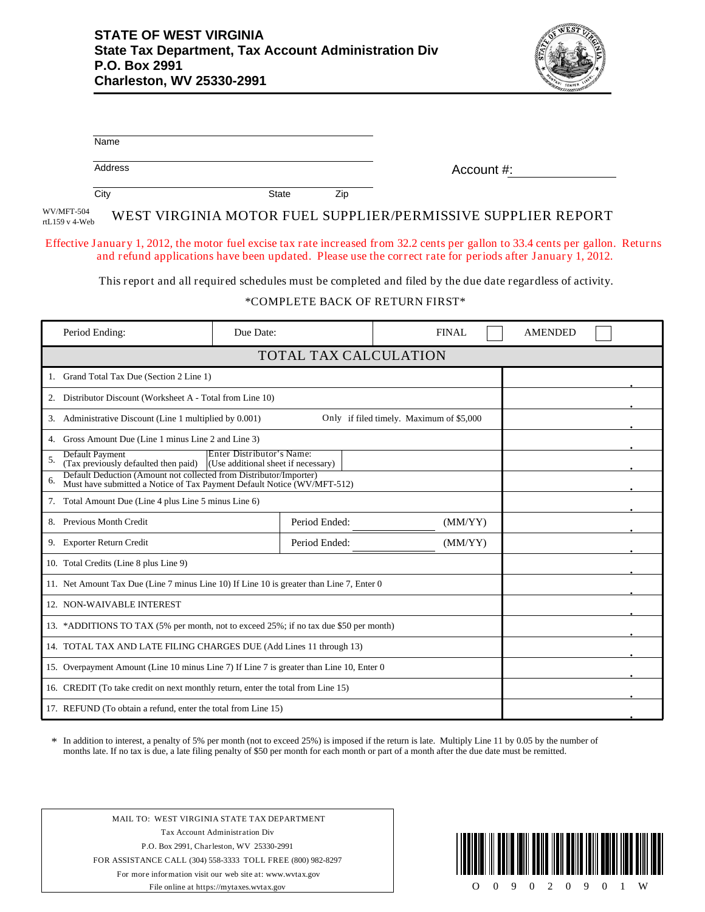**STATE OF WEST VIRGINIA**
**State Tax Department, Tax Account Administration Div**
**P.O. Box 2991**
**Charleston, WV 25330-2991**

Name

Address

City State Zip

Account #:

WV/MFT-504
rtL159 v 4-Web

# WEST VIRGINIA MOTOR FUEL SUPPLIER/PERMISSIVE SUPPLIER REPORT

Effective January 1, 2012, the motor fuel excise tax rate increased from 32.2 cents per gallon to 33.4 cents per gallon. Returns and refund applications have been updated. Please use the correct rate for periods after January 1, 2012.

This report and all required schedules must be completed and filed by the due date regardless of activity.

*COMPLETE BACK OF RETURN FIRST*

| Period Ending: | Due Date: | FINAL ☐ | AMENDED ☐ |
|---|---|---|---|

## TOTAL TAX CALCULATION

| Line | Description | Amount |
|---|---|---|
| 1. | Grand Total Tax Due (Section 2 Line 1) | . |
| 2. | Distributor Discount (Worksheet A - Total from Line 10) | . |
| 3. | Administrative Discount (Line 1 multiplied by 0.001) — Only if filed timely. Maximum of $5,000 | . |
| 4. | Gross Amount Due (Line 1 minus Line 2 and Line 3) | . |
| 5. | Default Payment (Tax previously defaulted then paid) — Enter Distributor's Name: (Use additional sheet if necessary) | . |
| 6. | Default Deduction (Amount not collected from Distributor/Importer) Must have submitted a Notice of Tax Payment Default Notice (WV/MFT-512) | . |
| 7. | Total Amount Due (Line 4 plus Line 5 minus Line 6) | . |
| 8. | Previous Month Credit — Period Ended: ________ (MM/YY) | . |
| 9. | Exporter Return Credit — Period Ended: ________ (MM/YY) | . |
| 10. | Total Credits (Line 8 plus Line 9) | . |
| 11. | Net Amount Tax Due (Line 7 minus Line 10) If Line 10 is greater than Line 7, Enter 0 | . |
| 12. | NON-WAIVABLE INTEREST | . |
| 13. | *ADDITIONS TO TAX (5% per month, not to exceed 25%; if no tax due $50 per month) | . |
| 14. | TOTAL TAX AND LATE FILING CHARGES DUE (Add Lines 11 through 13) | . |
| 15. | Overpayment Amount (Line 10 minus Line 7) If Line 7 is greater than Line 10, Enter 0 | . |
| 16. | CREDIT (To take credit on next monthly return, enter the total from Line 15) | . |
| 17. | REFUND (To obtain a refund, enter the total from Line 15) | . |

* In addition to interest, a penalty of 5% per month (not to exceed 25%) is imposed if the return is late. Multiply Line 11 by 0.05 by the number of months late. If no tax is due, a late filing penalty of $50 per month for each month or part of a month after the due date must be remitted.

MAIL TO: WEST VIRGINIA STATE TAX DEPARTMENT
Tax Account Administration Div
P.O. Box 2991, Charleston, WV 25330-2991
FOR ASSISTANCE CALL (304) 558-3333 TOLL FREE (800) 982-8297
For more information visit our web site at: www.wvtax.gov
File online at https://mytaxes.wvtax.gov

O 0 9 0 2 0 9 0 1 W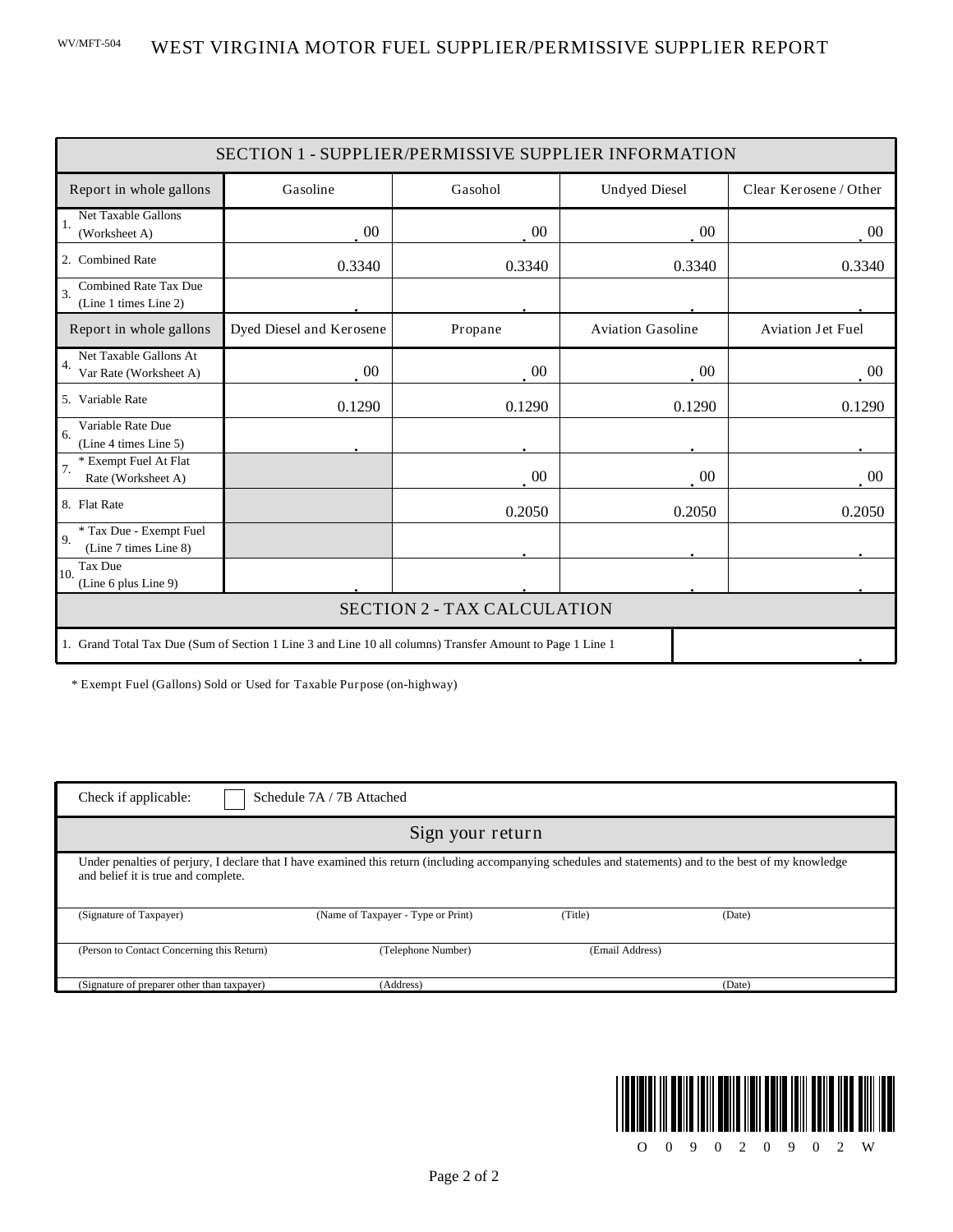WV/MFT-504 WEST VIRGINIA MOTOR FUEL SUPPLIER/PERMISSIVE SUPPLIER REPORT

## SECTION 1 - SUPPLIER/PERMISSIVE SUPPLIER INFORMATION

| Report in whole gallons | Gasoline | Gasohol | Undyed Diesel | Clear Kerosene / Other |
|---|---|---|---|---|
| 1. Net Taxable Gallons (Worksheet A) | .00 | .00 | .00 | .00 |
| 2. Combined Rate | 0.3340 | 0.3340 | 0.3340 | 0.3340 |
| 3. Combined Rate Tax Due (Line 1 times Line 2) | . | . | . | . |
| **Report in whole gallons** | **Dyed Diesel and Kerosene** | **Propane** | **Aviation Gasoline** | **Aviation Jet Fuel** |
| 4. Net Taxable Gallons At Var Rate (Worksheet A) | .00 | .00 | .00 | .00 |
| 5. Variable Rate | 0.1290 | 0.1290 | 0.1290 | 0.1290 |
| 6. Variable Rate Due (Line 4 times Line 5) | . | . | . | . |
| 7. * Exempt Fuel At Flat Rate (Worksheet A) | | .00 | .00 | .00 |
| 8. Flat Rate | | 0.2050 | 0.2050 | 0.2050 |
| 9. * Tax Due - Exempt Fuel (Line 7 times Line 8) | | . | . | . |
| 10. Tax Due (Line 6 plus Line 9) | . | . | . | . |

## SECTION 2 - TAX CALCULATION

| | |
|---|---|
| 1. Grand Total Tax Due (Sum of Section 1 Line 3 and Line 10 all columns) Transfer Amount to Page 1 Line 1 | . |

* Exempt Fuel (Gallons) Sold or Used for Taxable Purpose (on-highway)

Check if applicable: ☐ Schedule 7A / 7B Attached

## Sign your return

Under penalties of perjury, I declare that I have examined this return (including accompanying schedules and statements) and to the best of my knowledge and belief it is true and complete.

| | | | |
|---|---|---|---|
| (Signature of Taxpayer) | (Name of Taxpayer - Type or Print) | (Title) | (Date) |
| (Person to Contact Concerning this Return) | (Telephone Number) | (Email Address) | |
| (Signature of preparer other than taxpayer) | (Address) | | (Date) |

O 0 9 0 2 0 9 0 2 W